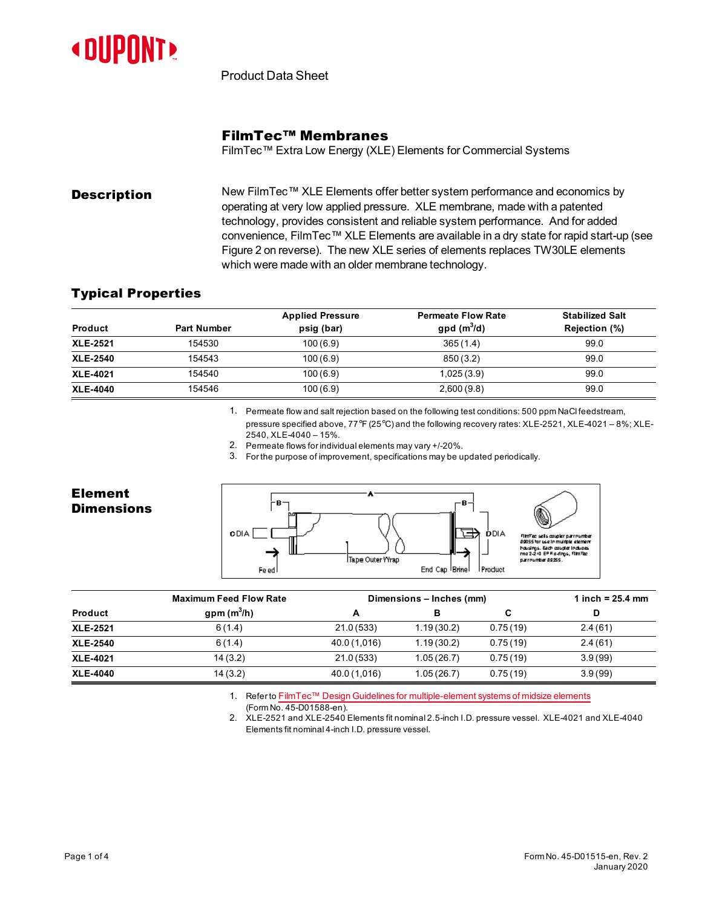Product Data Sheet

# FilmTec™ Membranes

FilmTec™ Extra Low Energy (XLE) Elements for Commercial Systems

## Description

New FilmTec™ XLE Elements offer better system performance and economics by operating at very low applied pressure. XLE membrane, made with a patented technology, provides consistent and reliable system performance. And for added convenience, FilmTec™ XLE Elements are available in a dry state for rapid start-up (see Figure 2 on reverse). The new XLE series of elements replaces TW30LE elements which were made with an older membrane technology.

## Typical Properties

| Product | Part Number | Applied Pressure psig (bar) | Permeate Flow Rate gpd ($m^3$/d) | Stabilized Salt Rejection (%) |
|---|---|---|---|---|
| **XLE-2521** | 154530 | 100 (6.9) | 365 (1.4) | 99.0 |
| **XLE-2540** | 154543 | 100 (6.9) | 850 (3.2) | 99.0 |
| **XLE-4021** | 154540 | 100 (6.9) | 1,025 (3.9) | 99.0 |
| **XLE-4040** | 154546 | 100 (6.9) | 2,600 (9.8) | 99.0 |

1. Permeate flow and salt rejection based on the following test conditions: 500 ppm NaCl feedstream, pressure specified above, 77°F (25°C) and the following recovery rates: XLE-2521, XLE-4021 – 8%; XLE-2540, XLE-4040 – 15%.
2. Permeate flows for individual elements may vary +/-20%.
3. For the purpose of improvement, specifications may be updated periodically.

## Element Dimensions

FilmTec sells coupler part number 89055 for use in multiple element housings. Each coupler includes two 2-210 EPR o-rings, FilmTec part number 89255.

| Product | Maximum Feed Flow Rate gpm ($m^3$/h) | Dimensions – Inches (mm) A | B | C | 1 inch = 25.4 mm D |
|---|---|---|---|---|---|
| **XLE-2521** | 6 (1.4) | 21.0 (533) | 1.19 (30.2) | 0.75 (19) | 2.4 (61) |
| **XLE-2540** | 6 (1.4) | 40.0 (1,016) | 1.19 (30.2) | 0.75 (19) | 2.4 (61) |
| **XLE-4021** | 14 (3.2) | 21.0 (533) | 1.05 (26.7) | 0.75 (19) | 3.9 (99) |
| **XLE-4040** | 14 (3.2) | 40.0 (1,016) | 1.05 (26.7) | 0.75 (19) | 3.9 (99) |

1. Refer to FilmTec™ Design Guidelines for multiple-element systems of midsize elements (Form No. 45-D01588-en).
2. XLE-2521 and XLE-2540 Elements fit nominal 2.5-inch I.D. pressure vessel. XLE-4021 and XLE-4040 Elements fit nominal 4-inch I.D. pressure vessel.

Form No. 45-D01515-en, Rev. 2
January 2020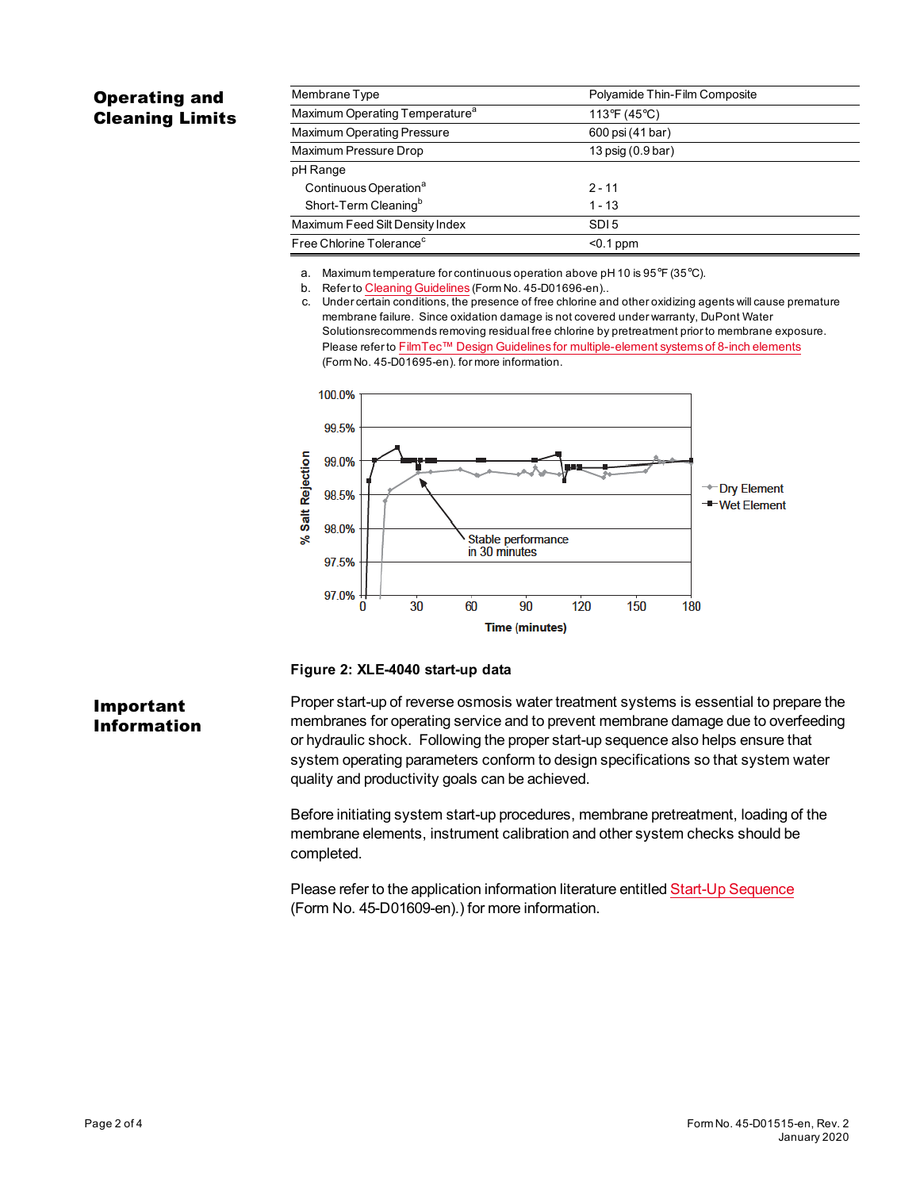## Operating and Cleaning Limits

| Membrane Type | Polyamide Thin-Film Composite |
|---|---|
| Maximum Operating Temperature[a] | 113°F (45°C) |
| Maximum Operating Pressure | 600 psi (41 bar) |
| Maximum Pressure Drop | 13 psig (0.9 bar) |
| pH Range | |
| Continuous Operation[a] | 2 - 11 |
| Short-Term Cleaning[b] | 1 - 13 |
| Maximum Feed Silt Density Index | SDI 5 |
| Free Chlorine Tolerance[c] | <0.1 ppm |

a. Maximum temperature for continuous operation above pH 10 is 95°F (35°C).
b. Refer to Cleaning Guidelines (Form No. 45-D01696-en)..
c. Under certain conditions, the presence of free chlorine and other oxidizing agents will cause premature membrane failure. Since oxidation damage is not covered under warranty, DuPont Water Solutionsrecommends removing residual free chlorine by pretreatment prior to membrane exposure. Please refer to FilmTec™ Design Guidelines for multiple-element systems of 8-inch elements (Form No. 45-D01695-en). for more information.

**Figure 2: XLE-4040 start-up data**

## Important Information

Proper start-up of reverse osmosis water treatment systems is essential to prepare the membranes for operating service and to prevent membrane damage due to overfeeding or hydraulic shock. Following the proper start-up sequence also helps ensure that system operating parameters conform to design specifications so that system water quality and productivity goals can be achieved.

Before initiating system start-up procedures, membrane pretreatment, loading of the membrane elements, instrument calibration and other system checks should be completed.

Please refer to the application information literature entitled Start-Up Sequence (Form No. 45-D01609-en).) for more information.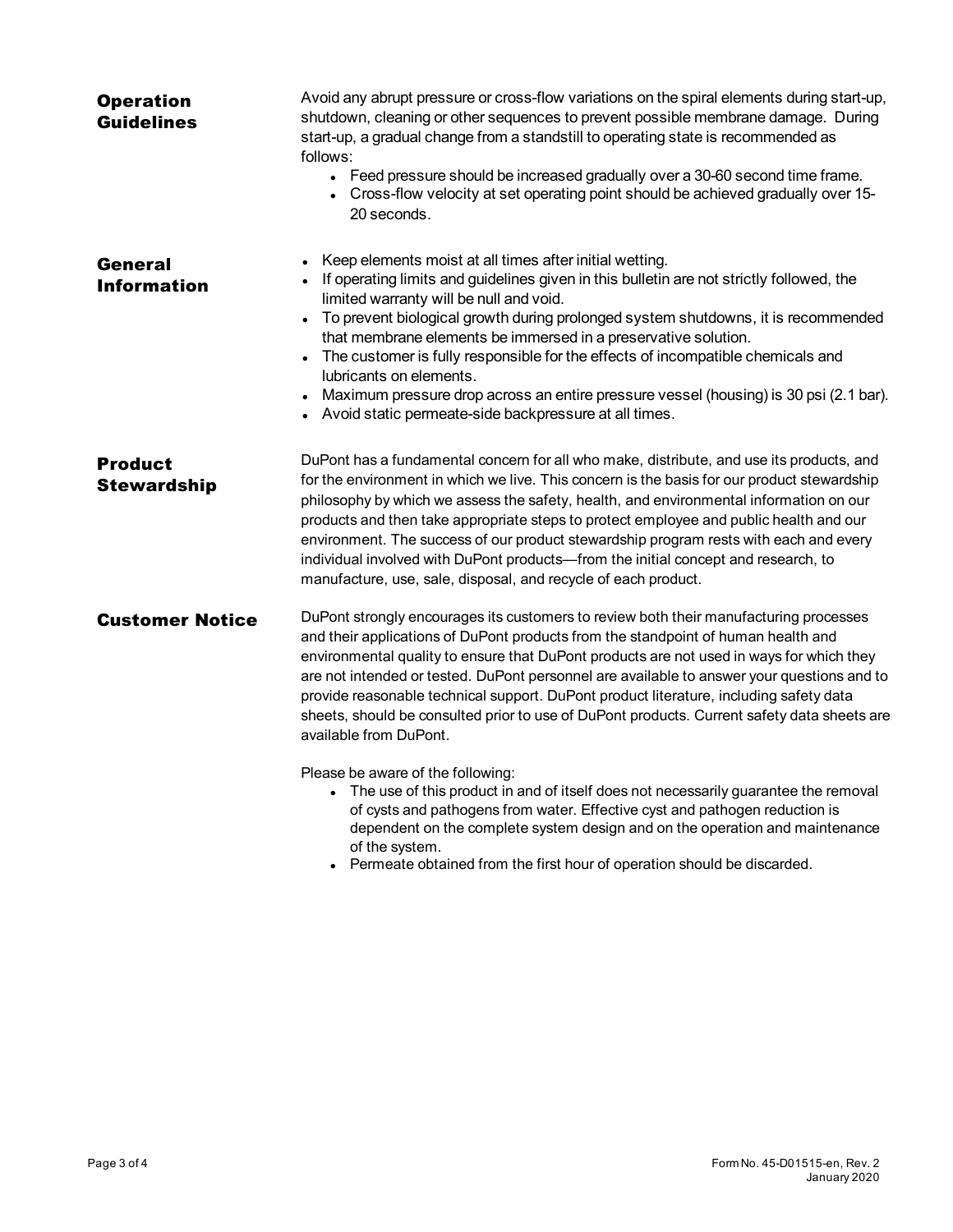## Operation Guidelines

Avoid any abrupt pressure or cross-flow variations on the spiral elements during start-up, shutdown, cleaning or other sequences to prevent possible membrane damage. During start-up, a gradual change from a standstill to operating state is recommended as follows:

- Feed pressure should be increased gradually over a 30-60 second time frame.
- Cross-flow velocity at set operating point should be achieved gradually over 15-20 seconds.

## General Information

- Keep elements moist at all times after initial wetting.
- If operating limits and guidelines given in this bulletin are not strictly followed, the limited warranty will be null and void.
- To prevent biological growth during prolonged system shutdowns, it is recommended that membrane elements be immersed in a preservative solution.
- The customer is fully responsible for the effects of incompatible chemicals and lubricants on elements.
- Maximum pressure drop across an entire pressure vessel (housing) is 30 psi (2.1 bar).
- Avoid static permeate-side backpressure at all times.

## Product Stewardship

DuPont has a fundamental concern for all who make, distribute, and use its products, and for the environment in which we live. This concern is the basis for our product stewardship philosophy by which we assess the safety, health, and environmental information on our products and then take appropriate steps to protect employee and public health and our environment. The success of our product stewardship program rests with each and every individual involved with DuPont products—from the initial concept and research, to manufacture, use, sale, disposal, and recycle of each product.

## Customer Notice

DuPont strongly encourages its customers to review both their manufacturing processes and their applications of DuPont products from the standpoint of human health and environmental quality to ensure that DuPont products are not used in ways for which they are not intended or tested. DuPont personnel are available to answer your questions and to provide reasonable technical support. DuPont product literature, including safety data sheets, should be consulted prior to use of DuPont products. Current safety data sheets are available from DuPont.

Please be aware of the following:

- The use of this product in and of itself does not necessarily guarantee the removal of cysts and pathogens from water. Effective cyst and pathogen reduction is dependent on the complete system design and on the operation and maintenance of the system.
- Permeate obtained from the first hour of operation should be discarded.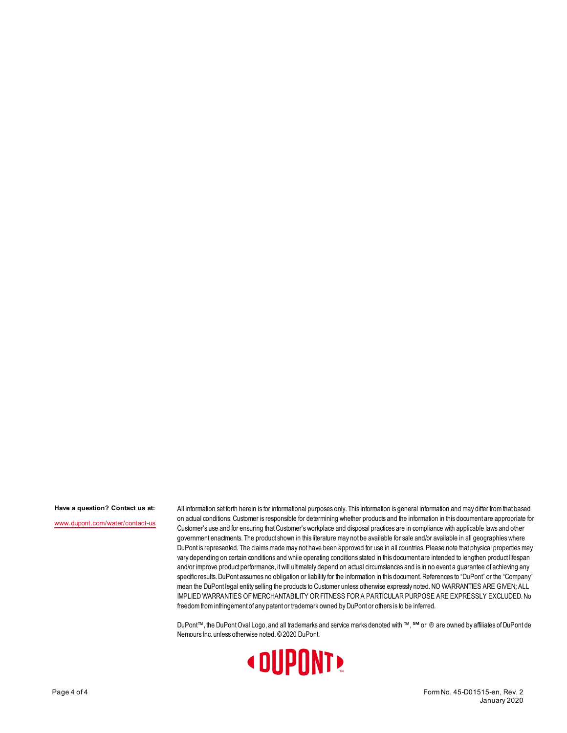**Have a question? Contact us at:**

www.dupont.com/water/contact-us

All information set forth herein is for informational purposes only. This information is general information and may differ from that based on actual conditions. Customer is responsible for determining whether products and the information in this document are appropriate for Customer's use and for ensuring that Customer's workplace and disposal practices are in compliance with applicable laws and other government enactments. The product shown in this literature may not be available for sale and/or available in all geographies where DuPont is represented. The claims made may not have been approved for use in all countries. Please note that physical properties may vary depending on certain conditions and while operating conditions stated in this document are intended to lengthen product lifespan and/or improve product performance, it will ultimately depend on actual circumstances and is in no event a guarantee of achieving any specific results. DuPont assumes no obligation or liability for the information in this document. References to "DuPont" or the "Company" mean the DuPont legal entity selling the products to Customer unless otherwise expressly noted. NO WARRANTIES ARE GIVEN; ALL IMPLIED WARRANTIES OF MERCHANTABILITY OR FITNESS FOR A PARTICULAR PURPOSE ARE EXPRESSLY EXCLUDED. No freedom from infringement of any patent or trademark owned by DuPont or others is to be inferred.

DuPont™, the DuPont Oval Logo, and all trademarks and service marks denoted with ™, ℠ or ® are owned by affiliates of DuPont de Nemours Inc. unless otherwise noted. © 2020 DuPont.

Form No. 45-D01515-en, Rev. 2
January 2020